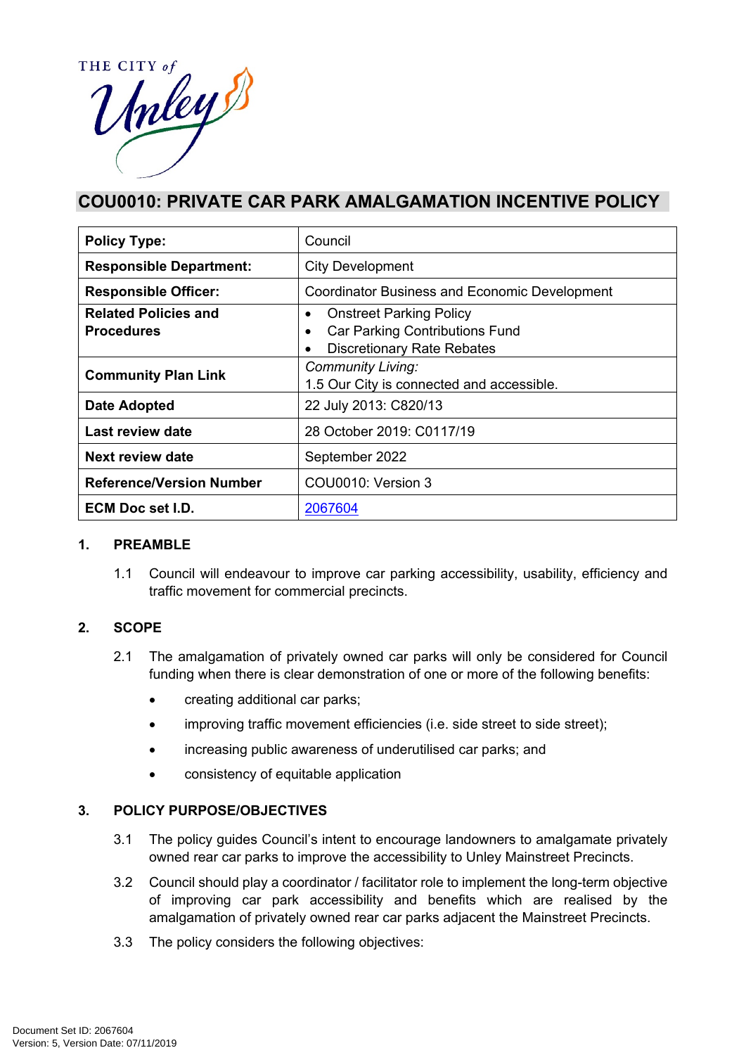THE CITY of Unley

# COU0010: PRIVATE CAR PARK AMALGAMATION INCENTIVE POLICY

| **Policy Type:** | Council |
|---|---|
| **Responsible Department:** | City Development |
| **Responsible Officer:** | Coordinator Business and Economic Development |
| **Related Policies and Procedures** | • Onstreet Parking Policy<br>• Car Parking Contributions Fund<br>• Discretionary Rate Rebates |
| **Community Plan Link** | *Community Living:*<br>1.5 Our City is connected and accessible. |
| **Date Adopted** | 22 July 2013: C820/13 |
| **Last review date** | 28 October 2019: C0117/19 |
| **Next review date** | September 2022 |
| **Reference/Version Number** | COU0010: Version 3 |
| **ECM Doc set I.D.** | 2067604 |

## 1. PREAMBLE

1.1 Council will endeavour to improve car parking accessibility, usability, efficiency and traffic movement for commercial precincts.

## 2. SCOPE

2.1 The amalgamation of privately owned car parks will only be considered for Council funding when there is clear demonstration of one or more of the following benefits:

- creating additional car parks;
- improving traffic movement efficiencies (i.e. side street to side street);
- increasing public awareness of underutilised car parks; and
- consistency of equitable application

## 3. POLICY PURPOSE/OBJECTIVES

3.1 The policy guides Council's intent to encourage landowners to amalgamate privately owned rear car parks to improve the accessibility to Unley Mainstreet Precincts.

3.2 Council should play a coordinator / facilitator role to implement the long-term objective of improving car park accessibility and benefits which are realised by the amalgamation of privately owned rear car parks adjacent the Mainstreet Precincts.

3.3 The policy considers the following objectives: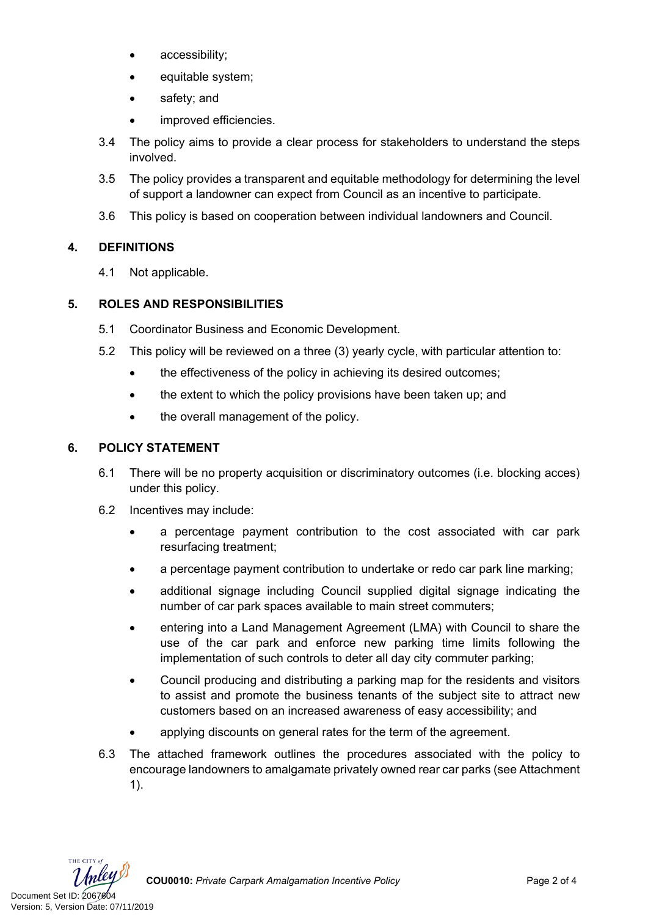- accessibility;
- equitable system;
- safety; and
- improved efficiencies.

3.4 The policy aims to provide a clear process for stakeholders to understand the steps involved.

3.5 The policy provides a transparent and equitable methodology for determining the level of support a landowner can expect from Council as an incentive to participate.

3.6 This policy is based on cooperation between individual landowners and Council.

## 4. DEFINITIONS

4.1 Not applicable.

## 5. ROLES AND RESPONSIBILITIES

5.1 Coordinator Business and Economic Development.

5.2 This policy will be reviewed on a three (3) yearly cycle, with particular attention to:

- the effectiveness of the policy in achieving its desired outcomes;
- the extent to which the policy provisions have been taken up; and
- the overall management of the policy.

## 6. POLICY STATEMENT

6.1 There will be no property acquisition or discriminatory outcomes (i.e. blocking acces) under this policy.

6.2 Incentives may include:

- a percentage payment contribution to the cost associated with car park resurfacing treatment;
- a percentage payment contribution to undertake or redo car park line marking;
- additional signage including Council supplied digital signage indicating the number of car park spaces available to main street commuters;
- entering into a Land Management Agreement (LMA) with Council to share the use of the car park and enforce new parking time limits following the implementation of such controls to deter all day city commuter parking;
- Council producing and distributing a parking map for the residents and visitors to assist and promote the business tenants of the subject site to attract new customers based on an increased awareness of easy accessibility; and
- applying discounts on general rates for the term of the agreement.

6.3 The attached framework outlines the procedures associated with the policy to encourage landowners to amalgamate privately owned rear car parks (see Attachment 1).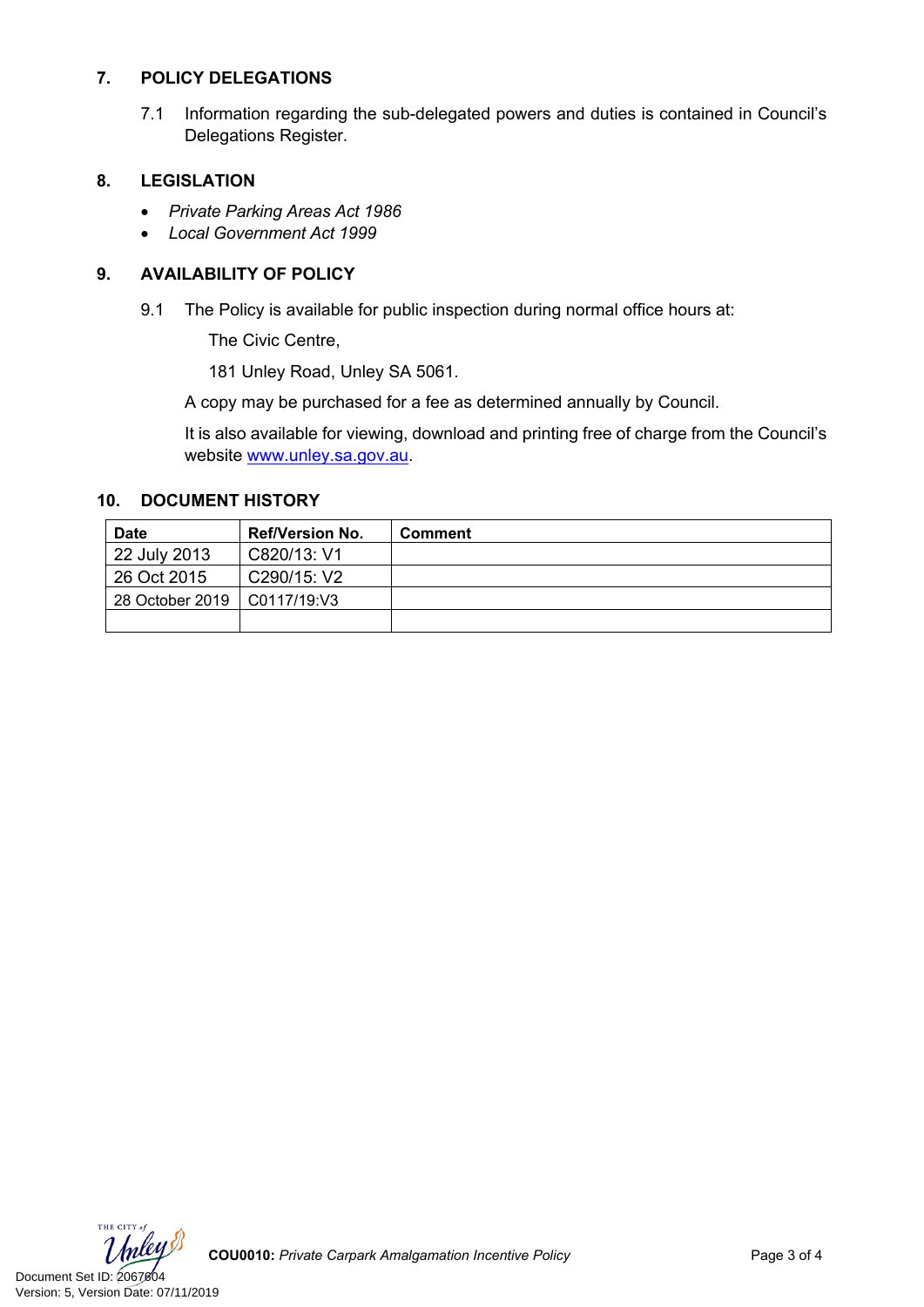## 7. POLICY DELEGATIONS

7.1 Information regarding the sub-delegated powers and duties is contained in Council's Delegations Register.

## 8. LEGISLATION

- *Private Parking Areas Act 1986*
- *Local Government Act 1999*

## 9. AVAILABILITY OF POLICY

9.1 The Policy is available for public inspection during normal office hours at:

The Civic Centre,

181 Unley Road, Unley SA 5061.

A copy may be purchased for a fee as determined annually by Council.

It is also available for viewing, download and printing free of charge from the Council's website www.unley.sa.gov.au.

## 10. DOCUMENT HISTORY

| Date | Ref/Version No. | Comment |
|---|---|---|
| 22 July 2013 | C820/13: V1 | |
| 26 Oct 2015 | C290/15: V2 | |
| 28 October 2019 | C0117/19:V3 | |
| | | |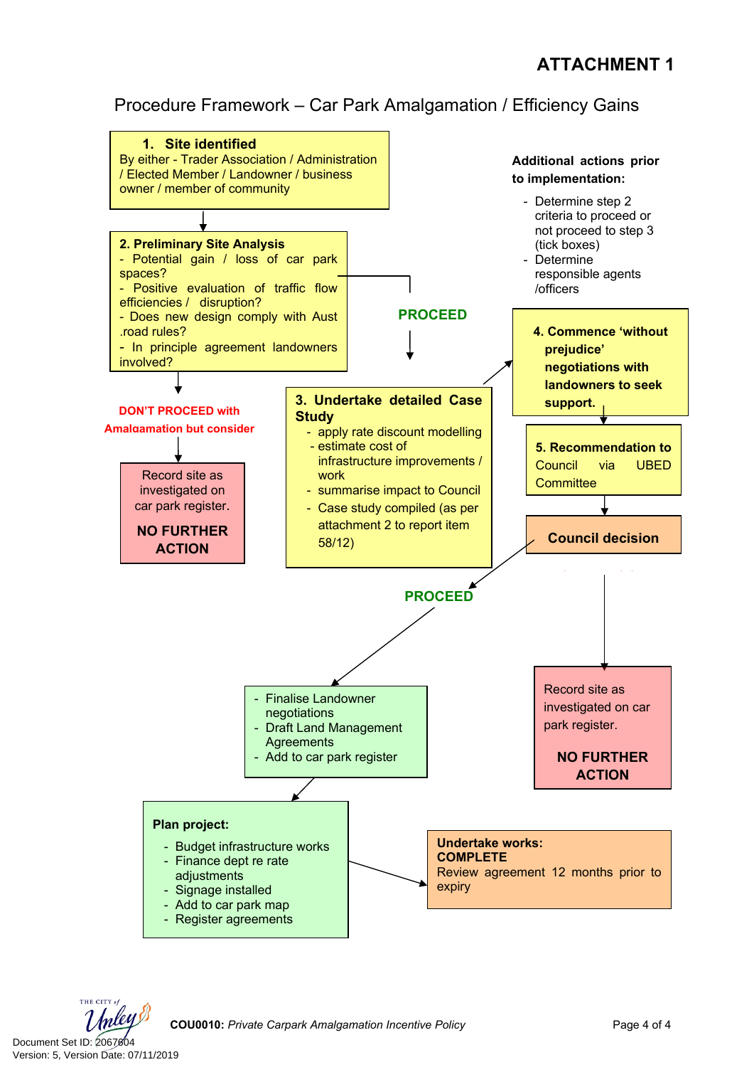**ATTACHMENT 1**

## Procedure Framework – Car Park Amalgamation / Efficiency Gains

**1. Site identified**
By either - Trader Association / Administration / Elected Member / Landowner / business owner / member of community

**2. Preliminary Site Analysis**
- Potential gain / loss of car park spaces?
- Positive evaluation of traffic flow efficiencies / disruption?
- Does new design comply with Aust .road rules?
- In principle agreement landowners involved?

**Additional actions prior to implementation:**

- Determine step 2 criteria to proceed or not proceed to step 3 (tick boxes)
- Determine responsible agents /officers

**PROCEED**

**DON'T PROCEED with Amalgamation but consider**

Record site as investigated on car park register.

**NO FURTHER ACTION**

**3. Undertake detailed Case Study**
- apply rate discount modelling
- estimate cost of infrastructure improvements / work
- summarise impact to Council
- Case study compiled (as per attachment 2 to report item 58/12)

**4. Commence 'without prejudice' negotiations with landowners to seek support.**

**5. Recommendation to** Council via UBED Committee

**Council decision**

**PROCEED**

- Finalise Landowner negotiations
- Draft Land Management Agreements
- Add to car park register

Record site as investigated on car park register.

**NO FURTHER ACTION**

**Plan project:**
- Budget infrastructure works
- Finance dept re rate adjustments
- Signage installed
- Add to car park map
- Register agreements

**Undertake works:**
**COMPLETE**
Review agreement 12 months prior to expiry

**COU0010:** *Private Carpark Amalgamation Incentive Policy*

Document Set ID: 2067604
Version: 5, Version Date: 07/11/2019